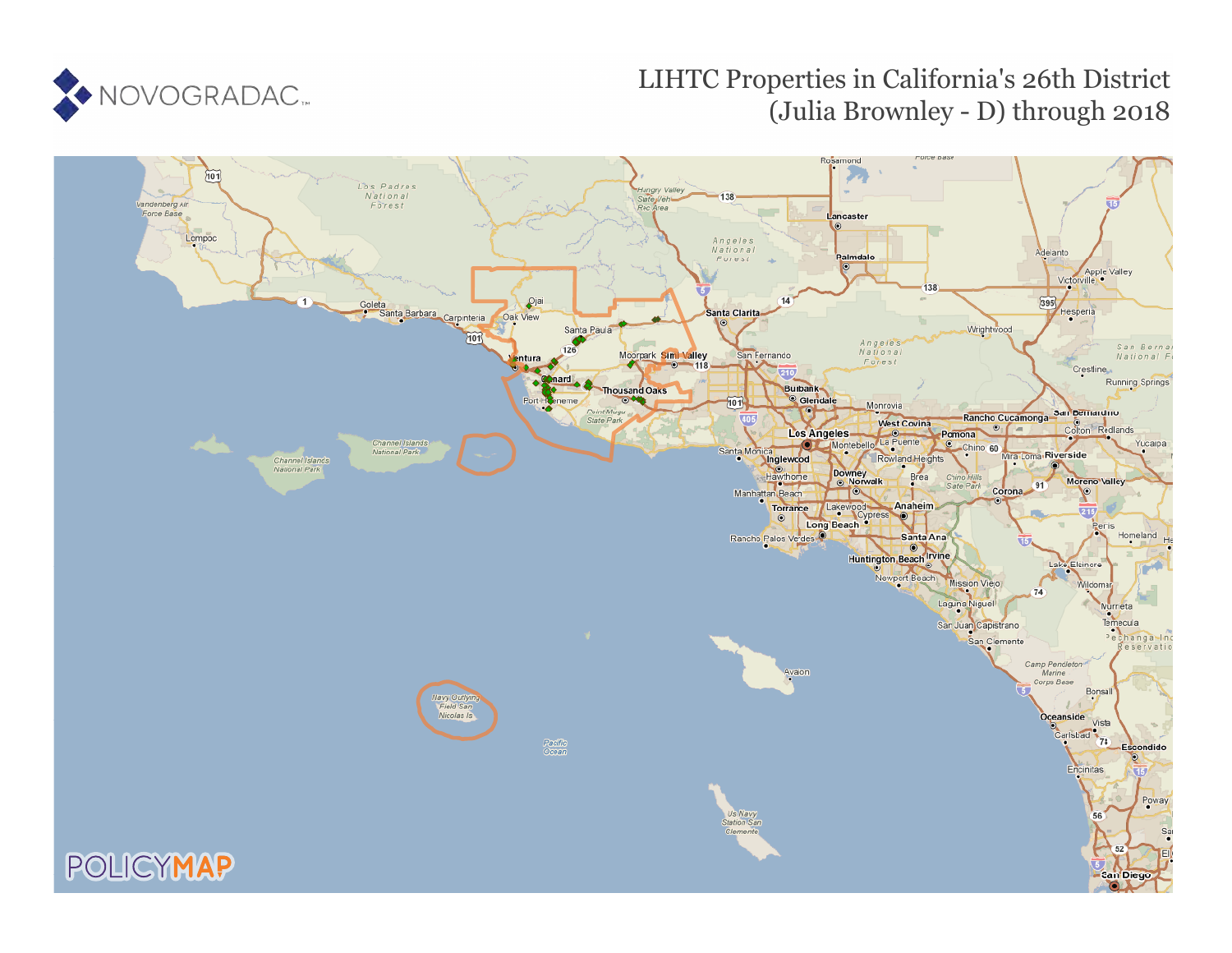NOVOGRADAC

# LIHTC Properties in California's 26th District (Julia Brownley - D) through 2018

POLICYMAP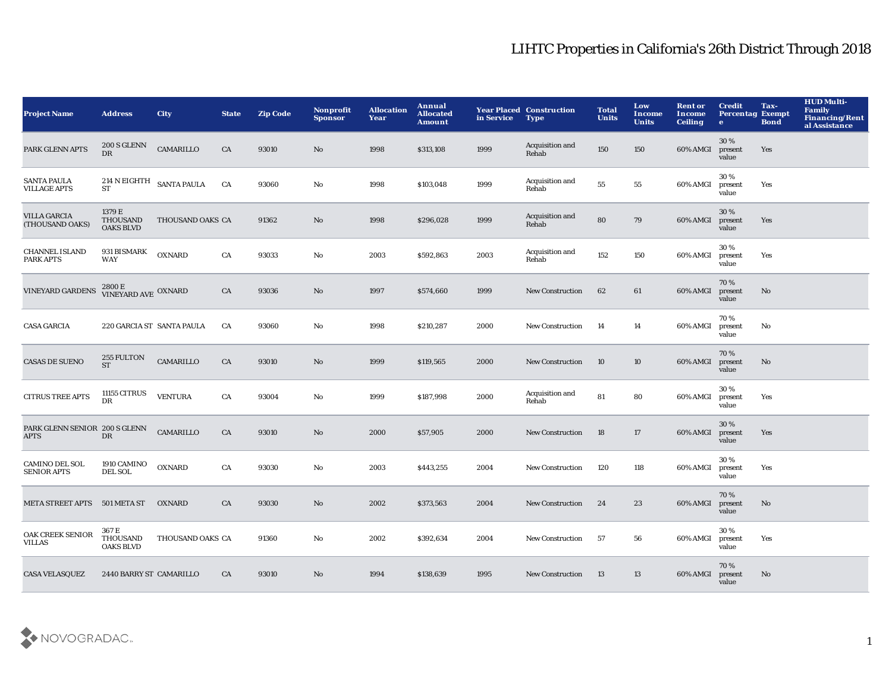# LIHTC Properties in California's 26th District Through 2018

| Project Name | Address | City | State | Zip Code | Nonprofit Sponsor | Allocation Year | Annual Allocated Amount | Year Placed in Service | Construction Type | Total Units | Low Income Units | Rent or Income Ceiling | Credit Percentage | Tax-Exempt Bond | HUD Multi-Family Financing/Rental Assistance |
|---|---|---|---|---|---|---|---|---|---|---|---|---|---|---|---|
| PARK GLENN APTS | 200 S GLENN DR | CAMARILLO | CA | 93010 | No | 1998 | $313,108 | 1999 | Acquisition and Rehab | 150 | 150 | 60% AMGI | 30 % present value | Yes | |
| SANTA PAULA VILLAGE APTS | 214 N EIGHTH ST | SANTA PAULA | CA | 93060 | No | 1998 | $103,048 | 1999 | Acquisition and Rehab | 55 | 55 | 60% AMGI | 30 % present value | Yes | |
| VILLA GARCIA (THOUSAND OAKS) | 1379 E THOUSAND OAKS BLVD | THOUSAND OAKS | CA | 91362 | No | 1998 | $296,028 | 1999 | Acquisition and Rehab | 80 | 79 | 60% AMGI | 30 % present value | Yes | |
| CHANNEL ISLAND PARK APTS | 931 BISMARK WAY | OXNARD | CA | 93033 | No | 2003 | $592,863 | 2003 | Acquisition and Rehab | 152 | 150 | 60% AMGI | 30 % present value | Yes | |
| VINEYARD GARDENS | 2800 E VINEYARD AVE | OXNARD | CA | 93036 | No | 1997 | $574,660 | 1999 | New Construction | 62 | 61 | 60% AMGI | 70 % present value | No | |
| CASA GARCIA | 220 GARCIA ST | SANTA PAULA | CA | 93060 | No | 1998 | $210,287 | 2000 | New Construction | 14 | 14 | 60% AMGI | 70 % present value | No | |
| CASAS DE SUENO | 255 FULTON ST | CAMARILLO | CA | 93010 | No | 1999 | $119,565 | 2000 | New Construction | 10 | 10 | 60% AMGI | 70 % present value | No | |
| CITRUS TREE APTS | 11155 CITRUS DR | VENTURA | CA | 93004 | No | 1999 | $187,998 | 2000 | Acquisition and Rehab | 81 | 80 | 60% AMGI | 30 % present value | Yes | |
| PARK GLENN SENIOR APTS | 200 S GLENN DR | CAMARILLO | CA | 93010 | No | 2000 | $57,905 | 2000 | New Construction | 18 | 17 | 60% AMGI | 30 % present value | Yes | |
| CAMINO DEL SOL SENIOR APTS | 1910 CAMINO DEL SOL | OXNARD | CA | 93030 | No | 2003 | $443,255 | 2004 | New Construction | 120 | 118 | 60% AMGI | 30 % present value | Yes | |
| META STREET APTS | 501 META ST | OXNARD | CA | 93030 | No | 2002 | $373,563 | 2004 | New Construction | 24 | 23 | 60% AMGI | 70 % present value | No | |
| OAK CREEK SENIOR VILLAS | 367 E THOUSAND OAKS BLVD | THOUSAND OAKS | CA | 91360 | No | 2002 | $392,634 | 2004 | New Construction | 57 | 56 | 60% AMGI | 30 % present value | Yes | |
| CASA VELASQUEZ | 2440 BARRY ST | CAMARILLO | CA | 93010 | No | 1994 | $138,639 | 1995 | New Construction | 13 | 13 | 60% AMGI | 70 % present value | No | |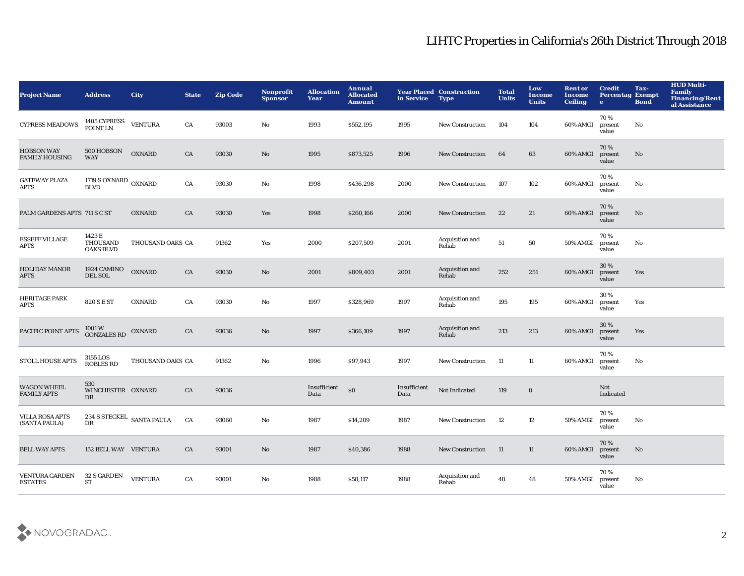# LIHTC Properties in California's 26th District Through 2018

| Project Name | Address | City | State | Zip Code | Nonprofit Sponsor | Allocation Year | Annual Allocated Amount | Year Placed in Service | Construction Type | Total Units | Low Income Units | Rent or Income Ceiling | Credit Percentage | Tax-Exempt Bond | HUD Multi-Family Financing/Rental Assistance |
|---|---|---|---|---|---|---|---|---|---|---|---|---|---|---|---|
| CYPRESS MEADOWS | 1405 CYPRESS POINT LN | VENTURA | CA | 93003 | No | 1993 | $552,195 | 1995 | New Construction | 104 | 104 | 60% AMGI | 70 % present value | No | |
| HOBSON WAY FAMILY HOUSING | 500 HOBSON WAY | OXNARD | CA | 93030 | No | 1995 | $873,525 | 1996 | New Construction | 64 | 63 | 60% AMGI | 70 % present value | No | |
| GATEWAY PLAZA APTS | 1719 S OXNARD BLVD | OXNARD | CA | 93030 | No | 1998 | $436,298 | 2000 | New Construction | 107 | 102 | 60% AMGI | 70 % present value | No | |
| PALM GARDENS APTS | 711 S C ST | OXNARD | CA | 93030 | Yes | 1998 | $260,166 | 2000 | New Construction | 22 | 21 | 60% AMGI | 70 % present value | No | |
| ESSEFF VILLAGE APTS | 1423 E THOUSAND OAKS BLVD | THOUSAND OAKS | CA | 91362 | Yes | 2000 | $207,509 | 2001 | Acquisition and Rehab | 51 | 50 | 50% AMGI | 70 % present value | No | |
| HOLIDAY MANOR APTS | 1924 CAMINO DEL SOL | OXNARD | CA | 93030 | No | 2001 | $809,403 | 2001 | Acquisition and Rehab | 252 | 251 | 60% AMGI | 30 % present value | Yes | |
| HERITAGE PARK APTS | 820 S E ST | OXNARD | CA | 93030 | No | 1997 | $328,969 | 1997 | Acquisition and Rehab | 195 | 195 | 60% AMGI | 30 % present value | Yes | |
| PACIFIC POINT APTS | 1001 W GONZALES RD | OXNARD | CA | 93036 | No | 1997 | $366,109 | 1997 | Acquisition and Rehab | 213 | 213 | 60% AMGI | 30 % present value | Yes | |
| STOLL HOUSE APTS | 3155 LOS ROBLES RD | THOUSAND OAKS | CA | 91362 | No | 1996 | $97,943 | 1997 | New Construction | 11 | 11 | 60% AMGI | 70 % present value | No | |
| WAGON WHEEL FAMILY APTS | 530 WINCHESTER DR | OXNARD | CA | 93036 | | Insufficient Data | $0 | Insufficient Data | Not Indicated | 119 | 0 | | Not Indicated | | |
| VILLA ROSA APTS (SANTA PAULA) | 234 S STECKEL DR | SANTA PAULA | CA | 93060 | No | 1987 | $14,209 | 1987 | New Construction | 12 | 12 | 50% AMGI | 70 % present value | No | |
| BELL WAY APTS | 152 BELL WAY | VENTURA | CA | 93001 | No | 1987 | $40,386 | 1988 | New Construction | 11 | 11 | 60% AMGI | 70 % present value | No | |
| VENTURA GARDEN ESTATES | 32 S GARDEN ST | VENTURA | CA | 93001 | No | 1988 | $58,117 | 1988 | Acquisition and Rehab | 48 | 48 | 50% AMGI | 70 % present value | No | |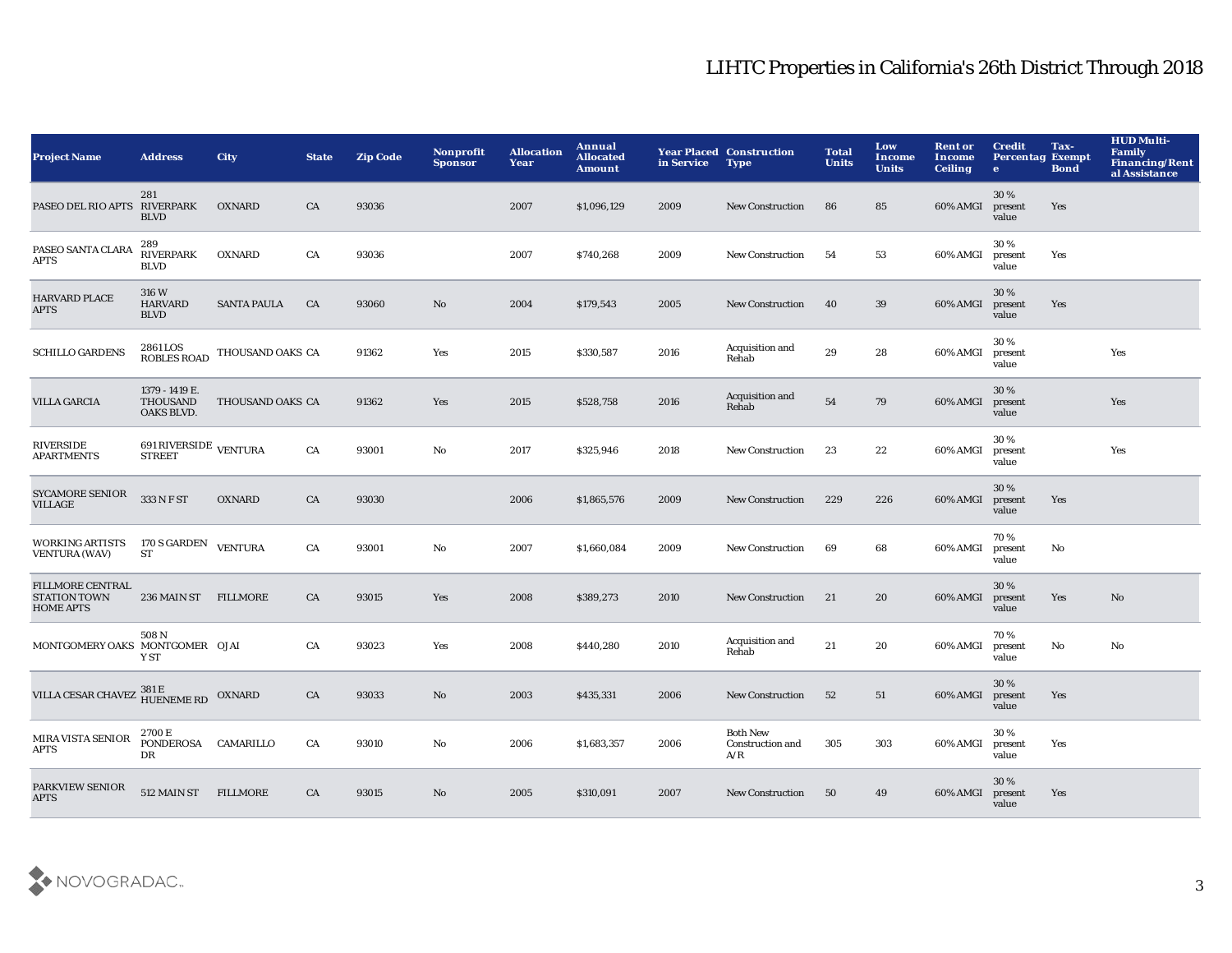# LIHTC Properties in California's 26th District Through 2018

| Project Name | Address | City | State | Zip Code | Nonprofit Sponsor | Allocation Year | Annual Allocated Amount | Year Placed in Service | Construction Type | Total Units | Low Income Units | Rent or Income Ceiling | Credit Percentage | Tax-Exempt Bond | HUD Multi-Family Financing/Rental Assistance |
|---|---|---|---|---|---|---|---|---|---|---|---|---|---|---|---|
| PASEO DEL RIO APTS | 281 RIVERPARK BLVD | OXNARD | CA | 93036 | | 2007 | $1,096,129 | 2009 | New Construction | 86 | 85 | 60% AMGI | 30 % present value | Yes | |
| PASEO SANTA CLARA APTS | 289 RIVERPARK BLVD | OXNARD | CA | 93036 | | 2007 | $740,268 | 2009 | New Construction | 54 | 53 | 60% AMGI | 30 % present value | Yes | |
| HARVARD PLACE APTS | 316 W HARVARD BLVD | SANTA PAULA | CA | 93060 | No | 2004 | $179,543 | 2005 | New Construction | 40 | 39 | 60% AMGI | 30 % present value | Yes | |
| SCHILLO GARDENS | 2861 LOS ROBLES ROAD | THOUSAND OAKS | CA | 91362 | Yes | 2015 | $330,587 | 2016 | Acquisition and Rehab | 29 | 28 | 60% AMGI | 30 % present value | | Yes |
| VILLA GARCIA | 1379 - 1419 E. THOUSAND OAKS BLVD. | THOUSAND OAKS | CA | 91362 | Yes | 2015 | $528,758 | 2016 | Acquisition and Rehab | 54 | 79 | 60% AMGI | 30 % present value | | Yes |
| RIVERSIDE APARTMENTS | 691 RIVERSIDE STREET | VENTURA | CA | 93001 | No | 2017 | $325,946 | 2018 | New Construction | 23 | 22 | 60% AMGI | 30 % present value | | Yes |
| SYCAMORE SENIOR VILLAGE | 333 N F ST | OXNARD | CA | 93030 | | 2006 | $1,865,576 | 2009 | New Construction | 229 | 226 | 60% AMGI | 30 % present value | Yes | |
| WORKING ARTISTS VENTURA (WAV) | 170 S GARDEN ST | VENTURA | CA | 93001 | No | 2007 | $1,660,084 | 2009 | New Construction | 69 | 68 | 60% AMGI | 70 % present value | No | |
| FILLMORE CENTRAL STATION TOWN HOME APTS | 236 MAIN ST | FILLMORE | CA | 93015 | Yes | 2008 | $389,273 | 2010 | New Construction | 21 | 20 | 60% AMGI | 30 % present value | Yes | No |
| MONTGOMERY OAKS | 508 N MONTGOMERY ST | OJAI | CA | 93023 | Yes | 2008 | $440,280 | 2010 | Acquisition and Rehab | 21 | 20 | 60% AMGI | 70 % present value | No | No |
| VILLA CESAR CHAVEZ | 381 E HUENEME RD | OXNARD | CA | 93033 | No | 2003 | $435,331 | 2006 | New Construction | 52 | 51 | 60% AMGI | 30 % present value | Yes | |
| MIRA VISTA SENIOR APTS | 2700 E PONDEROSA DR | CAMARILLO | CA | 93010 | No | 2006 | $1,683,357 | 2006 | Both New Construction and A/R | 305 | 303 | 60% AMGI | 30 % present value | Yes | |
| PARKVIEW SENIOR APTS | 512 MAIN ST | FILLMORE | CA | 93015 | No | 2005 | $310,091 | 2007 | New Construction | 50 | 49 | 60% AMGI | 30 % present value | Yes | |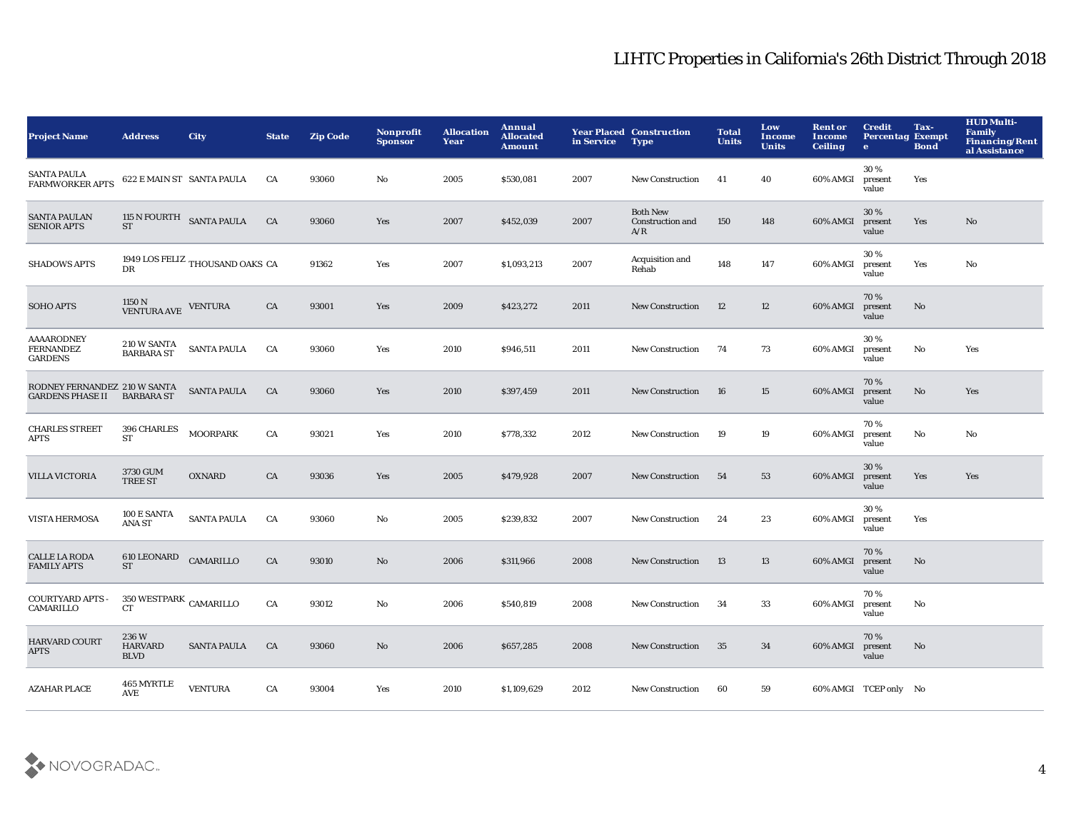# LIHTC Properties in California's 26th District Through 2018

| Project Name | Address | City | State | Zip Code | Nonprofit Sponsor | Allocation Year | Annual Allocated Amount | Year Placed in Service | Construction Type | Total Units | Low Income Units | Rent or Income Ceiling | Credit Percentage | Tax-Exempt Bond | HUD Multi-Family Financing/Rental Assistance |
|---|---|---|---|---|---|---|---|---|---|---|---|---|---|---|---|
| SANTA PAULA FARMWORKER APTS | 622 E MAIN ST | SANTA PAULA | CA | 93060 | No | 2005 | $530,081 | 2007 | New Construction | 41 | 40 | 60% AMGI | 30 % present value | Yes | |
| SANTA PAULAN SENIOR APTS | 115 N FOURTH ST | SANTA PAULA | CA | 93060 | Yes | 2007 | $452,039 | 2007 | Both New Construction and A/R | 150 | 148 | 60% AMGI | 30 % present value | Yes | No |
| SHADOWS APTS | 1949 LOS FELIZ DR | THOUSAND OAKS | CA | 91362 | Yes | 2007 | $1,093,213 | 2007 | Acquisition and Rehab | 148 | 147 | 60% AMGI | 30 % present value | Yes | No |
| SOHO APTS | 1150 N VENTURA AVE | VENTURA | CA | 93001 | Yes | 2009 | $423,272 | 2011 | New Construction | 12 | 12 | 60% AMGI | 70 % present value | No | |
| AAAARODNEY FERNANDEZ GARDENS | 210 W SANTA BARBARA ST | SANTA PAULA | CA | 93060 | Yes | 2010 | $946,511 | 2011 | New Construction | 74 | 73 | 60% AMGI | 30 % present value | No | Yes |
| RODNEY FERNANDEZ GARDENS PHASE II | 210 W SANTA BARBARA ST | SANTA PAULA | CA | 93060 | Yes | 2010 | $397,459 | 2011 | New Construction | 16 | 15 | 60% AMGI | 70 % present value | No | Yes |
| CHARLES STREET APTS | 396 CHARLES ST | MOORPARK | CA | 93021 | Yes | 2010 | $778,332 | 2012 | New Construction | 19 | 19 | 60% AMGI | 70 % present value | No | No |
| VILLA VICTORIA | 3730 GUM TREE ST | OXNARD | CA | 93036 | Yes | 2005 | $479,928 | 2007 | New Construction | 54 | 53 | 60% AMGI | 30 % present value | Yes | Yes |
| VISTA HERMOSA | 100 E SANTA ANA ST | SANTA PAULA | CA | 93060 | No | 2005 | $239,832 | 2007 | New Construction | 24 | 23 | 60% AMGI | 30 % present value | Yes | |
| CALLE LA RODA FAMILY APTS | 610 LEONARD ST | CAMARILLO | CA | 93010 | No | 2006 | $311,966 | 2008 | New Construction | 13 | 13 | 60% AMGI | 70 % present value | No | |
| COURTYARD APTS - CAMARILLO | 350 WESTPARK CT | CAMARILLO | CA | 93012 | No | 2006 | $540,819 | 2008 | New Construction | 34 | 33 | 60% AMGI | 70 % present value | No | |
| HARVARD COURT APTS | 236 W HARVARD BLVD | SANTA PAULA | CA | 93060 | No | 2006 | $657,285 | 2008 | New Construction | 35 | 34 | 60% AMGI | 70 % present value | No | |
| AZAHAR PLACE | 465 MYRTLE AVE | VENTURA | CA | 93004 | Yes | 2010 | $1,109,629 | 2012 | New Construction | 60 | 59 | 60% AMGI | TCEP only | No | |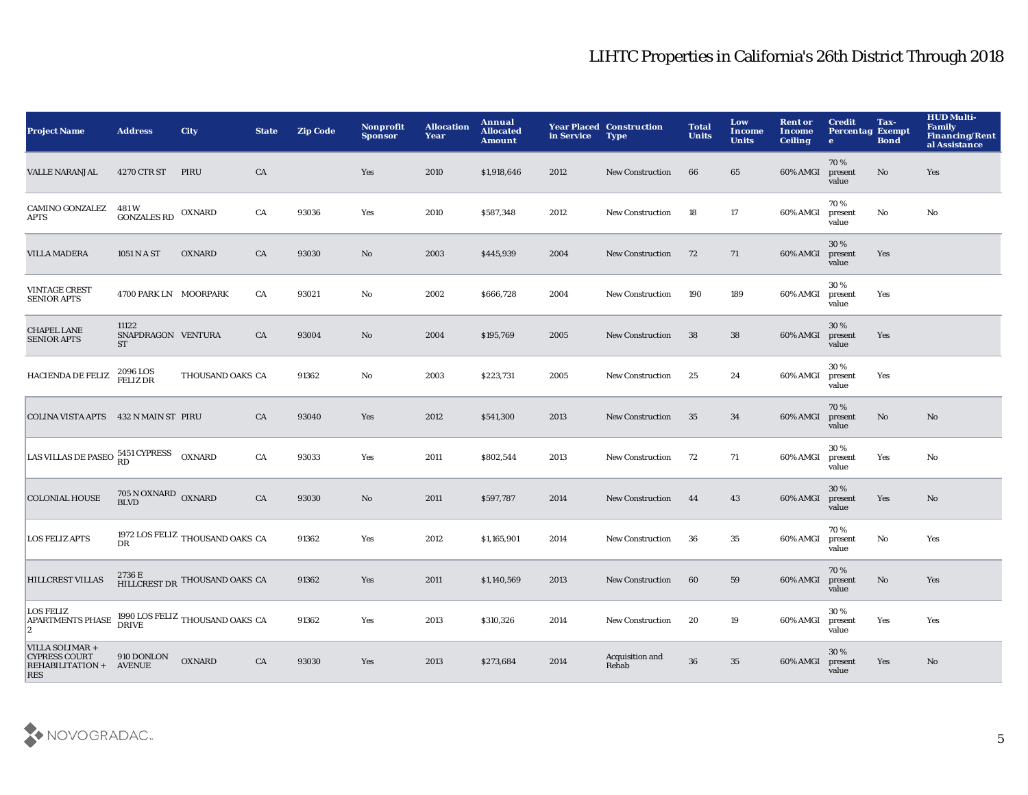# LIHTC Properties in California's 26th District Through 2018

| Project Name | Address | City | State | Zip Code | Nonprofit Sponsor | Allocation Year | Annual Allocated Amount | Year Placed in Service | Construction Type | Total Units | Low Income Units | Rent or Income Ceiling | Credit Percentage | Tax-Exempt Bond | HUD Multi-Family Financing/Rental Assistance |
|---|---|---|---|---|---|---|---|---|---|---|---|---|---|---|---|
| VALLE NARANJAL | 4270 CTR ST | PIRU | CA | | Yes | 2010 | $1,918,646 | 2012 | New Construction | 66 | 65 | 60% AMGI | 70 % present value | No | Yes |
| CAMINO GONZALEZ APTS | 481 W GONZALES RD | OXNARD | CA | 93036 | Yes | 2010 | $587,348 | 2012 | New Construction | 18 | 17 | 60% AMGI | 70 % present value | No | No |
| VILLA MADERA | 1051 N A ST | OXNARD | CA | 93030 | No | 2003 | $445,939 | 2004 | New Construction | 72 | 71 | 60% AMGI | 30 % present value | Yes | |
| VINTAGE CREST SENIOR APTS | 4700 PARK LN | MOORPARK | CA | 93021 | No | 2002 | $666,728 | 2004 | New Construction | 190 | 189 | 60% AMGI | 30 % present value | Yes | |
| CHAPEL LANE SENIOR APTS | 11122 SNAPDRAGON ST | VENTURA | CA | 93004 | No | 2004 | $195,769 | 2005 | New Construction | 38 | 38 | 60% AMGI | 30 % present value | Yes | |
| HACIENDA DE FELIZ | 2096 LOS FELIZ DR | THOUSAND OAKS | CA | 91362 | No | 2003 | $223,731 | 2005 | New Construction | 25 | 24 | 60% AMGI | 30 % present value | Yes | |
| COLINA VISTA APTS | 432 N MAIN ST | PIRU | CA | 93040 | Yes | 2012 | $541,300 | 2013 | New Construction | 35 | 34 | 60% AMGI | 70 % present value | No | No |
| LAS VILLAS DE PASEO | 5451 CYPRESS RD | OXNARD | CA | 93033 | Yes | 2011 | $802,544 | 2013 | New Construction | 72 | 71 | 60% AMGI | 30 % present value | Yes | No |
| COLONIAL HOUSE | 705 N OXNARD BLVD | OXNARD | CA | 93030 | No | 2011 | $597,787 | 2014 | New Construction | 44 | 43 | 60% AMGI | 30 % present value | Yes | No |
| LOS FELIZ APTS | 1972 LOS FELIZ DR | THOUSAND OAKS | CA | 91362 | Yes | 2012 | $1,165,901 | 2014 | New Construction | 36 | 35 | 60% AMGI | 70 % present value | No | Yes |
| HILLCREST VILLAS | 2736 E HILLCREST DR | THOUSAND OAKS | CA | 91362 | Yes | 2011 | $1,140,569 | 2013 | New Construction | 60 | 59 | 60% AMGI | 70 % present value | No | Yes |
| LOS FELIZ APARTMENTS PHASE 2 | 1990 LOS FELIZ DRIVE | THOUSAND OAKS | CA | 91362 | Yes | 2013 | $310,326 | 2014 | New Construction | 20 | 19 | 60% AMGI | 30 % present value | Yes | Yes |
| VILLA SOLIMAR + CYPRESS COURT REHABILITATION + RES | 910 DONLON AVENUE | OXNARD | CA | 93030 | Yes | 2013 | $273,684 | 2014 | Acquisition and Rehab | 36 | 35 | 60% AMGI | 30 % present value | Yes | No |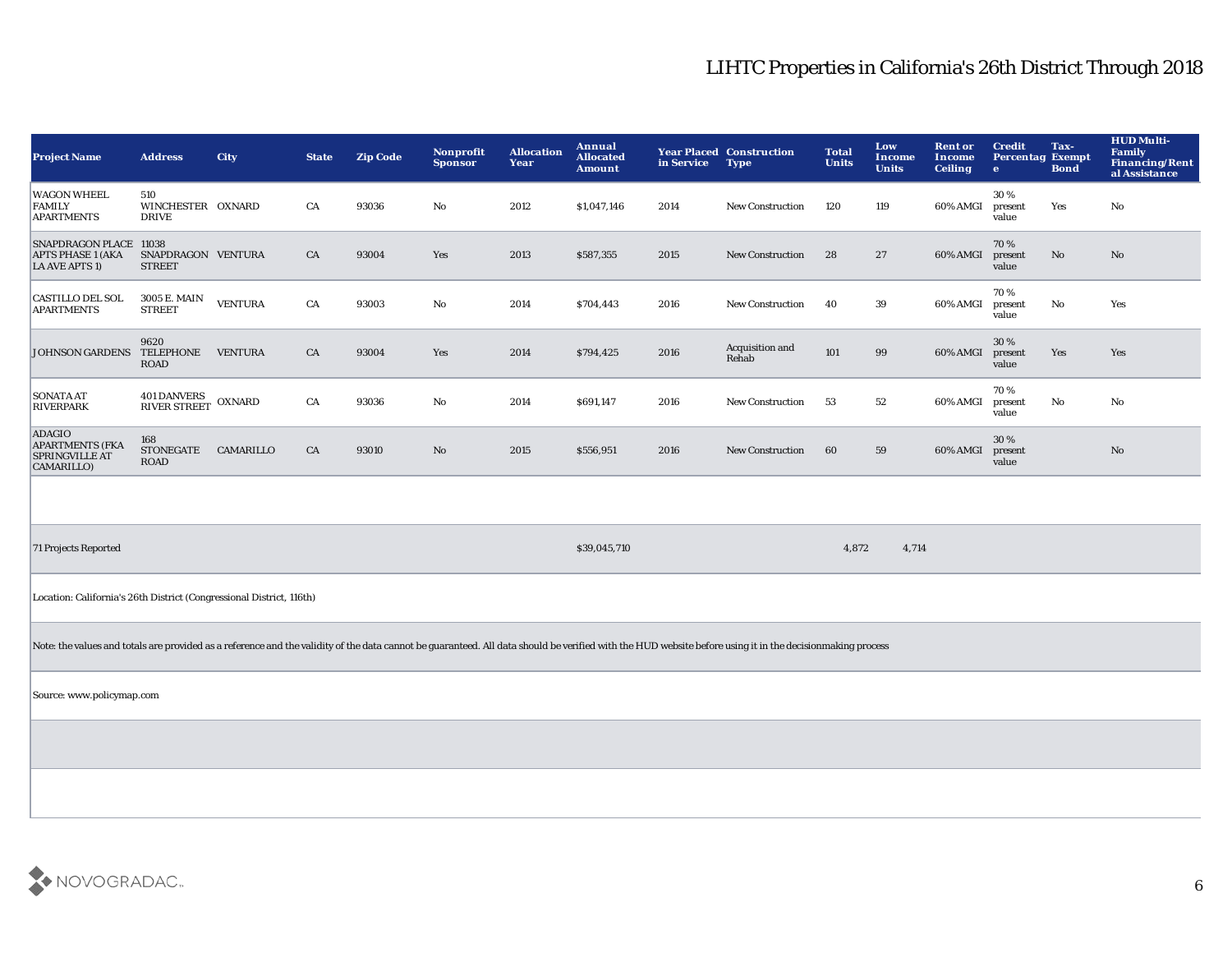# LIHTC Properties in California's 26th District Through 2018

| Project Name | Address | City | State | Zip Code | Nonprofit Sponsor | Allocation Year | Annual Allocated Amount | Year Placed in Service | Construction Type | Total Units | Low Income Units | Rent or Income Ceiling | Credit Percentage | Tax-Exempt Bond | HUD Multi-Family Financing/Rental Assistance |
|---|---|---|---|---|---|---|---|---|---|---|---|---|---|---|---|
| WAGON WHEEL FAMILY APARTMENTS | 510 WINCHESTER DRIVE | OXNARD | CA | 93036 | No | 2012 | $1,047,146 | 2014 | New Construction | 120 | 119 | 60% AMGI | 30 % present value | Yes | No |
| SNAPDRAGON PLACE APTS PHASE 1 (AKA LA AVE APTS 1) | 11038 SNAPDRAGON STREET | VENTURA | CA | 93004 | Yes | 2013 | $587,355 | 2015 | New Construction | 28 | 27 | 60% AMGI | 70 % present value | No | No |
| CASTILLO DEL SOL APARTMENTS | 3005 E. MAIN STREET | VENTURA | CA | 93003 | No | 2014 | $704,443 | 2016 | New Construction | 40 | 39 | 60% AMGI | 70 % present value | No | Yes |
| JOHNSON GARDENS | 9620 TELEPHONE ROAD | VENTURA | CA | 93004 | Yes | 2014 | $794,425 | 2016 | Acquisition and Rehab | 101 | 99 | 60% AMGI | 30 % present value | Yes | Yes |
| SONATA AT RIVERPARK | 401 DANVERS RIVER STREET | OXNARD | CA | 93036 | No | 2014 | $691,147 | 2016 | New Construction | 53 | 52 | 60% AMGI | 70 % present value | No | No |
| ADAGIO APARTMENTS (FKA SPRINGVILLE AT CAMARILLO) | 168 STONEGATE ROAD | CAMARILLO | CA | 93010 | No | 2015 | $556,951 | 2016 | New Construction | 60 | 59 | 60% AMGI | 30 % present value | | No |
| | | | | | | | | | | | | | | | |
| 71 Projects Reported | | | | | | | $39,045,710 | | | 4,872 | 4,714 | | | | |

Location: California's 26th District (Congressional District, 116th)

Note: the values and totals are provided as a reference and the validity of the data cannot be guaranteed. All data should be verified with the HUD website before using it in the decisionmaking process

Source: www.policymap.com